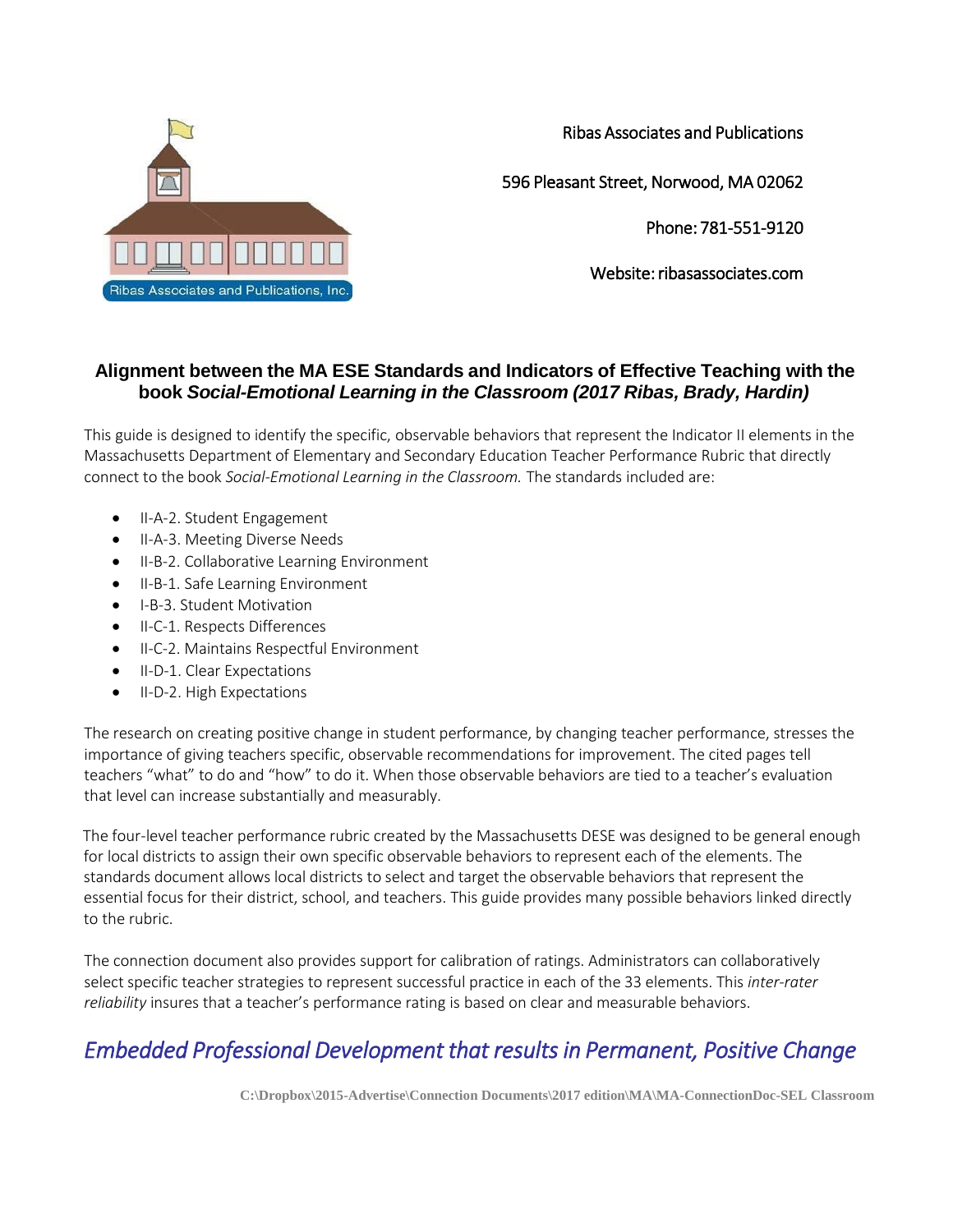Ribas Associates and Publications

596 Pleasant Street, Norwood, MA 02062

Phone: 781-551-9120

Website: ribasassociates.com

## Alignment between the MA ESE Standards and Indicators of Effective Teaching with the book *Social-Emotional Learning in the Classroom (2017 Ribas, Brady, Hardin)*

This guide is designed to identify the specific, observable behaviors that represent the Indicator II elements in the Massachusetts Department of Elementary and Secondary Education Teacher Performance Rubric that directly connect to the book *Social-Emotional Learning in the Classroom.* The standards included are:

- II-A-2. Student Engagement
- II-A-3. Meeting Diverse Needs
- II-B-2. Collaborative Learning Environment
- II-B-1. Safe Learning Environment
- I-B-3. Student Motivation
- II-C-1. Respects Differences
- II-C-2. Maintains Respectful Environment
- II-D-1. Clear Expectations
- II-D-2. High Expectations

The research on creating positive change in student performance, by changing teacher performance, stresses the importance of giving teachers specific, observable recommendations for improvement. The cited pages tell teachers "what" to do and "how" to do it. When those observable behaviors are tied to a teacher's evaluation that level can increase substantially and measurably.

The four-level teacher performance rubric created by the Massachusetts DESE was designed to be general enough for local districts to assign their own specific observable behaviors to represent each of the elements. The standards document allows local districts to select and target the observable behaviors that represent the essential focus for their district, school, and teachers. This guide provides many possible behaviors linked directly to the rubric.

The connection document also provides support for calibration of ratings. Administrators can collaboratively select specific teacher strategies to represent successful practice in each of the 33 elements. This *inter-rater reliability* insures that a teacher's performance rating is based on clear and measurable behaviors.

*Embedded Professional Development that results in Permanent, Positive Change*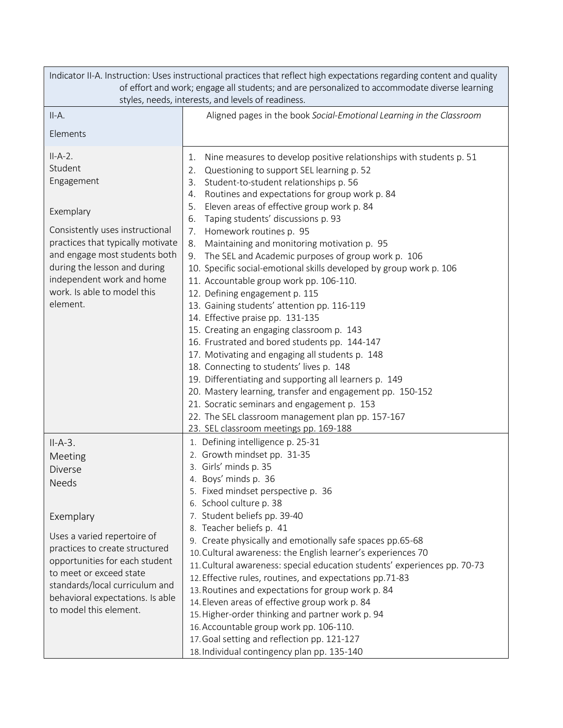| Indicator II-A. Instruction: Uses instructional practices that reflect high expectations regarding content and quality of effort and work; engage all students; and are personalized to accommodate diverse learning styles, needs, interests, and levels of readiness. | |
|---|---|
| II-A.<br><br>Elements | Aligned pages in the book *Social-Emotional Learning in the Classroom* |
| II-A-2.<br>Student<br>Engagement<br><br>Exemplary<br><br>Consistently uses instructional practices that typically motivate and engage most students both during the lesson and during independent work and home work. Is able to model this element. | 1. Nine measures to develop positive relationships with students p. 51<br>2. Questioning to support SEL learning p. 52<br>3. Student-to-student relationships p. 56<br>4. Routines and expectations for group work p. 84<br>5. Eleven areas of effective group work p. 84<br>6. Taping students' discussions p. 93<br>7. Homework routines p. 95<br>8. Maintaining and monitoring motivation p. 95<br>9. The SEL and Academic purposes of group work p. 106<br>10. Specific social-emotional skills developed by group work p. 106<br>11. Accountable group work pp. 106-110.<br>12. Defining engagement p. 115<br>13. Gaining students' attention pp. 116-119<br>14. Effective praise pp. 131-135<br>15. Creating an engaging classroom p. 143<br>16. Frustrated and bored students pp. 144-147<br>17. Motivating and engaging all students p. 148<br>18. Connecting to students' lives p. 148<br>19. Differentiating and supporting all learners p. 149<br>20. Mastery learning, transfer and engagement pp. 150-152<br>21. Socratic seminars and engagement p. 153<br>22. The SEL classroom management plan pp. 157-167<br>23. SEL classroom meetings pp. 169-188 |
| II-A-3.<br>Meeting<br>Diverse<br>Needs<br><br>Exemplary<br><br>Uses a varied repertoire of practices to create structured opportunities for each student to meet or exceed state standards/local curriculum and behavioral expectations. Is able to model this element. | 1. Defining intelligence p. 25-31<br>2. Growth mindset pp. 31-35<br>3. Girls' minds p. 35<br>4. Boys' minds p. 36<br>5. Fixed mindset perspective p. 36<br>6. School culture p. 38<br>7. Student beliefs pp. 39-40<br>8. Teacher beliefs p. 41<br>9. Create physically and emotionally safe spaces pp.65-68<br>10. Cultural awareness: the English learner's experiences 70<br>11. Cultural awareness: special education students' experiences pp. 70-73<br>12. Effective rules, routines, and expectations pp.71-83<br>13. Routines and expectations for group work p. 84<br>14. Eleven areas of effective group work p. 84<br>15. Higher-order thinking and partner work p. 94<br>16. Accountable group work pp. 106-110.<br>17. Goal setting and reflection pp. 121-127<br>18. Individual contingency plan pp. 135-140 |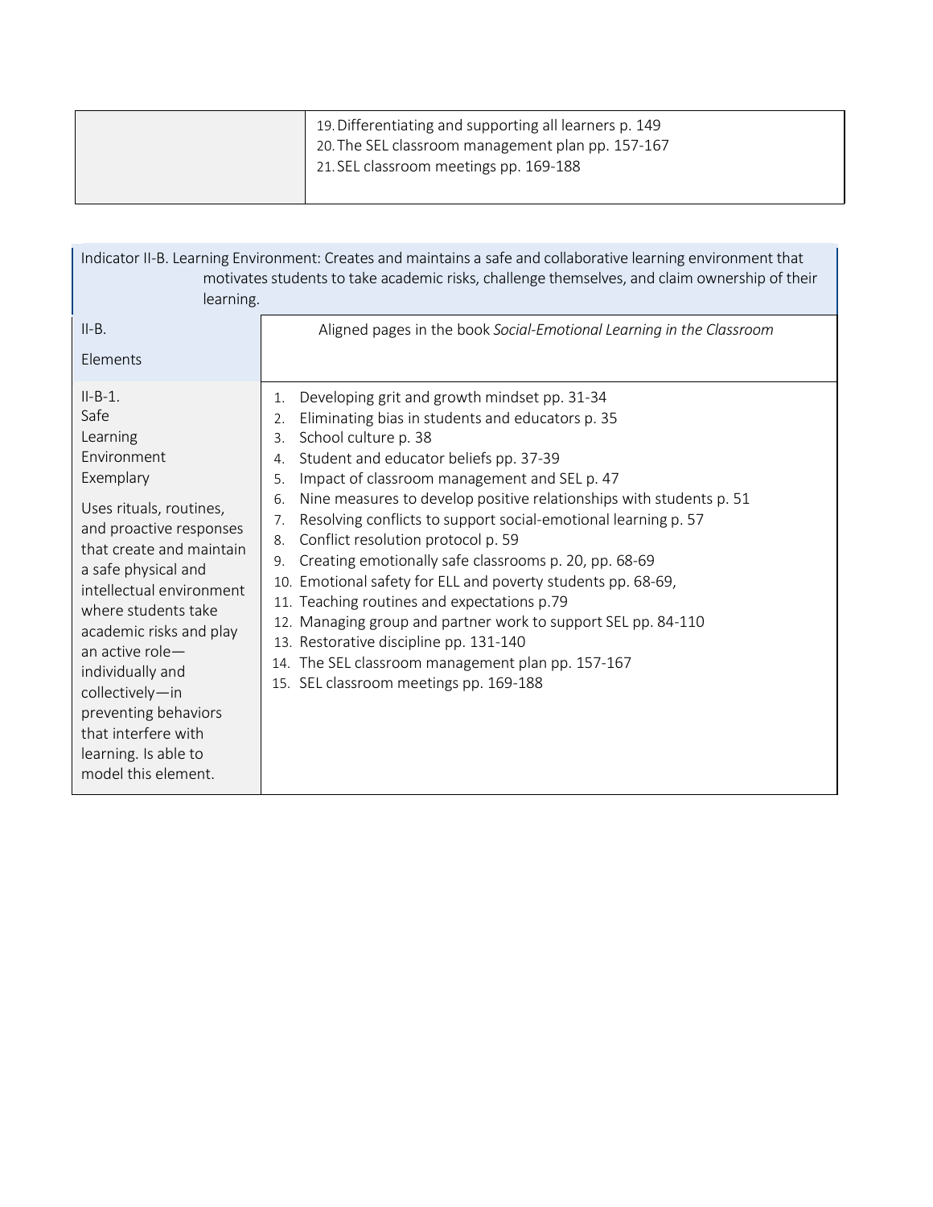| | |
|---|---|
| | 19. Differentiating and supporting all learners p. 149<br>20. The SEL classroom management plan pp. 157-167<br>21. SEL classroom meetings pp. 169-188 |

| Indicator II-B. Learning Environment: Creates and maintains a safe and collaborative learning environment that motivates students to take academic risks, challenge themselves, and claim ownership of their learning. | |
|---|---|
| II-B.<br><br>Elements | Aligned pages in the book *Social-Emotional Learning in the Classroom* |
| II-B-1.<br>Safe<br>Learning<br>Environment<br>Exemplary<br><br>Uses rituals, routines, and proactive responses that create and maintain a safe physical and intellectual environment where students take academic risks and play an active role—individually and collectively—in preventing behaviors that interfere with learning. Is able to model this element. | 1. Developing grit and growth mindset pp. 31-34<br>2. Eliminating bias in students and educators p. 35<br>3. School culture p. 38<br>4. Student and educator beliefs pp. 37-39<br>5. Impact of classroom management and SEL p. 47<br>6. Nine measures to develop positive relationships with students p. 51<br>7. Resolving conflicts to support social-emotional learning p. 57<br>8. Conflict resolution protocol p. 59<br>9. Creating emotionally safe classrooms p. 20, pp. 68-69<br>10. Emotional safety for ELL and poverty students pp. 68-69,<br>11. Teaching routines and expectations p.79<br>12. Managing group and partner work to support SEL pp. 84-110<br>13. Restorative discipline pp. 131-140<br>14. The SEL classroom management plan pp. 157-167<br>15. SEL classroom meetings pp. 169-188 |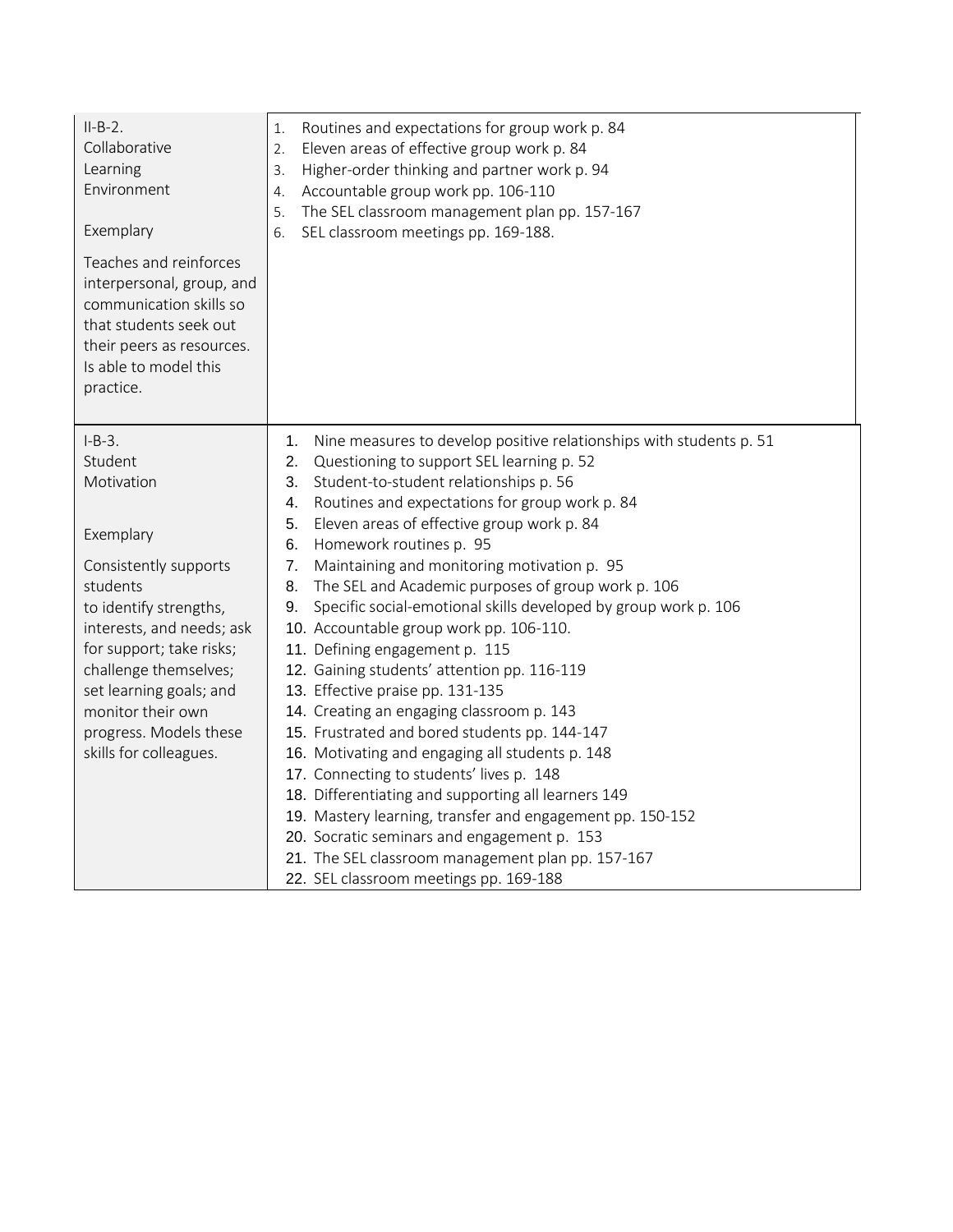| | |
|---|---|
| II-B-2.<br>Collaborative Learning Environment<br><br>Exemplary<br><br>Teaches and reinforces interpersonal, group, and communication skills so that students seek out their peers as resources. Is able to model this practice. | 1. Routines and expectations for group work p. 84<br>2. Eleven areas of effective group work p. 84<br>3. Higher-order thinking and partner work p. 94<br>4. Accountable group work pp. 106-110<br>5. The SEL classroom management plan pp. 157-167<br>6. SEL classroom meetings pp. 169-188. |
| I-B-3.<br>Student Motivation<br><br>Exemplary<br><br>Consistently supports students to identify strengths, interests, and needs; ask for support; take risks; challenge themselves; set learning goals; and monitor their own progress. Models these skills for colleagues. | 1. Nine measures to develop positive relationships with students p. 51<br>2. Questioning to support SEL learning p. 52<br>3. Student-to-student relationships p. 56<br>4. Routines and expectations for group work p. 84<br>5. Eleven areas of effective group work p. 84<br>6. Homework routines p. 95<br>7. Maintaining and monitoring motivation p. 95<br>8. The SEL and Academic purposes of group work p. 106<br>9. Specific social-emotional skills developed by group work p. 106<br>10. Accountable group work pp. 106-110.<br>11. Defining engagement p. 115<br>12. Gaining students' attention pp. 116-119<br>13. Effective praise pp. 131-135<br>14. Creating an engaging classroom p. 143<br>15. Frustrated and bored students pp. 144-147<br>16. Motivating and engaging all students p. 148<br>17. Connecting to students' lives p. 148<br>18. Differentiating and supporting all learners 149<br>19. Mastery learning, transfer and engagement pp. 150-152<br>20. Socratic seminars and engagement p. 153<br>21. The SEL classroom management plan pp. 157-167<br>22. SEL classroom meetings pp. 169-188 |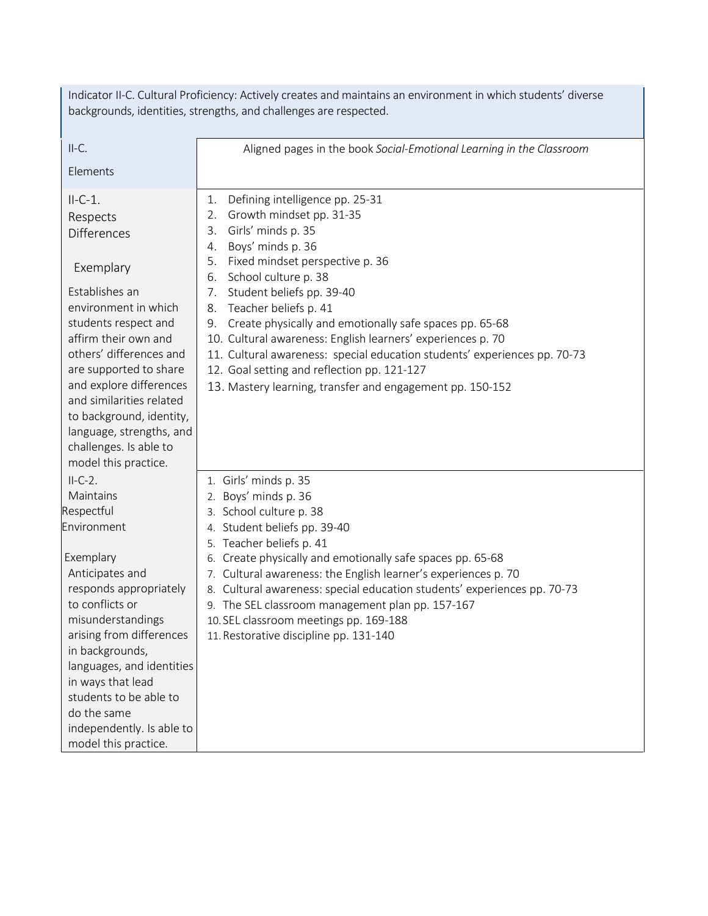Indicator II-C. Cultural Proficiency: Actively creates and maintains an environment in which students' diverse backgrounds, identities, strengths, and challenges are respected.

| II-C. Elements | Aligned pages in the book *Social-Emotional Learning in the Classroom* |
|---|---|
| II-C-1. Respects Differences<br><br>Exemplary<br><br>Establishes an environment in which students respect and affirm their own and others' differences and are supported to share and explore differences and similarities related to background, identity, language, strengths, and challenges. Is able to model this practice. | 1. Defining intelligence pp. 25-31<br>2. Growth mindset pp. 31-35<br>3. Girls' minds p. 35<br>4. Boys' minds p. 36<br>5. Fixed mindset perspective p. 36<br>6. School culture p. 38<br>7. Student beliefs pp. 39-40<br>8. Teacher beliefs p. 41<br>9. Create physically and emotionally safe spaces pp. 65-68<br>10. Cultural awareness: English learners' experiences p. 70<br>11. Cultural awareness: special education students' experiences pp. 70-73<br>12. Goal setting and reflection pp. 121-127<br>13. Mastery learning, transfer and engagement pp. 150-152 |
| II-C-2. Maintains Respectful Environment<br><br>Exemplary<br><br>Anticipates and responds appropriately to conflicts or misunderstandings arising from differences in backgrounds, languages, and identities in ways that lead students to be able to do the same independently. Is able to model this practice. | 1. Girls' minds p. 35<br>2. Boys' minds p. 36<br>3. School culture p. 38<br>4. Student beliefs pp. 39-40<br>5. Teacher beliefs p. 41<br>6. Create physically and emotionally safe spaces pp. 65-68<br>7. Cultural awareness: the English learner's experiences p. 70<br>8. Cultural awareness: special education students' experiences pp. 70-73<br>9. The SEL classroom management plan pp. 157-167<br>10. SEL classroom meetings pp. 169-188<br>11. Restorative discipline pp. 131-140 |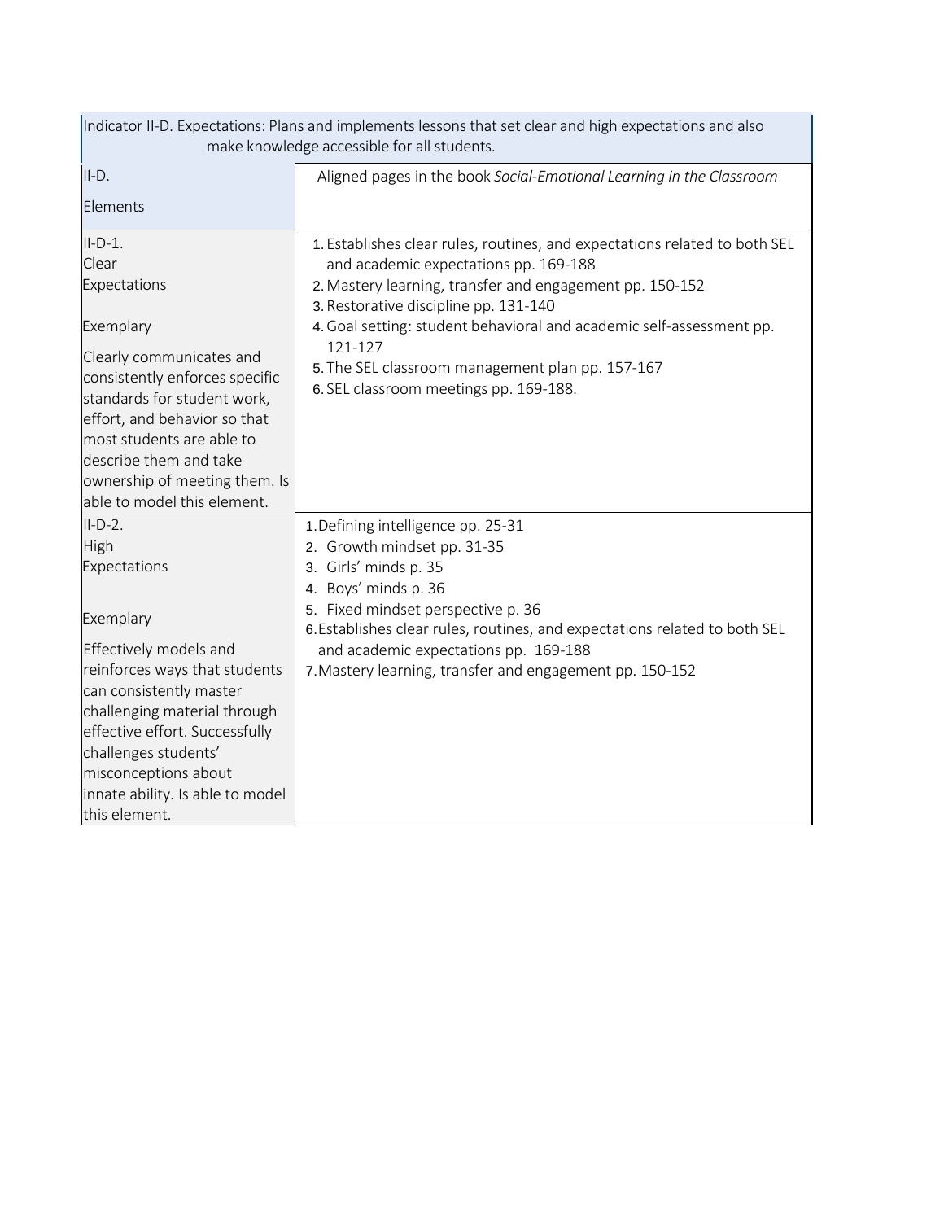| Indicator II-D. Expectations: Plans and implements lessons that set clear and high expectations and also make knowledge accessible for all students. | |
|---|---|
| II-D.<br><br>Elements | Aligned pages in the book *Social-Emotional Learning in the Classroom* |
| II-D-1.<br>Clear<br>Expectations<br><br>Exemplary<br><br>Clearly communicates and consistently enforces specific standards for student work, effort, and behavior so that most students are able to describe them and take ownership of meeting them. Is able to model this element. | 1. Establishes clear rules, routines, and expectations related to both SEL and academic expectations pp. 169-188<br>2. Mastery learning, transfer and engagement pp. 150-152<br>3. Restorative discipline pp. 131-140<br>4. Goal setting: student behavioral and academic self-assessment pp. 121-127<br>5. The SEL classroom management plan pp. 157-167<br>6. SEL classroom meetings pp. 169-188. |
| II-D-2.<br>High<br>Expectations<br><br>Exemplary<br><br>Effectively models and reinforces ways that students can consistently master challenging material through effective effort. Successfully challenges students' misconceptions about innate ability. Is able to model this element. | 1. Defining intelligence pp. 25-31<br>2. Growth mindset pp. 31-35<br>3. Girls' minds p. 35<br>4. Boys' minds p. 36<br>5. Fixed mindset perspective p. 36<br>6. Establishes clear rules, routines, and expectations related to both SEL and academic expectations pp. 169-188<br>7. Mastery learning, transfer and engagement pp. 150-152 |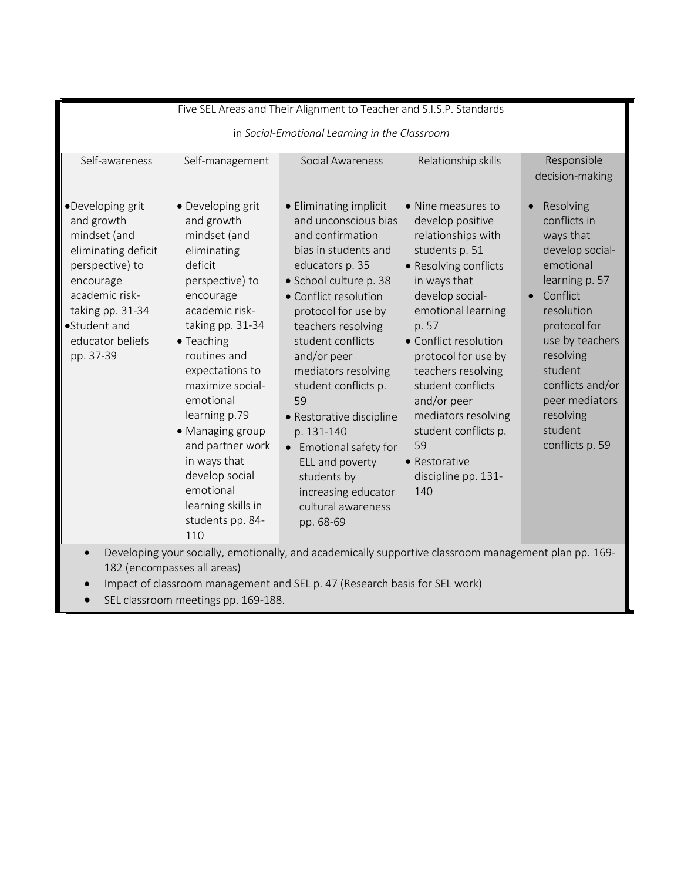Five SEL Areas and Their Alignment to Teacher and S.I.S.P. Standards

in *Social-Emotional Learning in the Classroom*

| Self-awareness | Self-management | Social Awareness | Relationship skills | Responsible decision-making |
|---|---|---|---|---|
| • Developing grit and growth mindset (and eliminating deficit perspective) to encourage academic risk-taking pp. 31-34<br>• Student and educator beliefs pp. 37-39 | • Developing grit and growth mindset (and eliminating deficit perspective) to encourage academic risk-taking pp. 31-34<br>• Teaching routines and expectations to maximize social-emotional learning p.79<br>• Managing group and partner work in ways that develop social emotional learning skills in students pp. 84-110 | • Eliminating implicit and unconscious bias and confirmation bias in students and educators p. 35<br>• School culture p. 38<br>• Conflict resolution protocol for use by teachers resolving student conflicts and/or peer mediators resolving student conflicts p. 59<br>• Restorative discipline p. 131-140<br>• Emotional safety for ELL and poverty students by increasing educator cultural awareness pp. 68-69 | • Nine measures to develop positive relationships with students p. 51<br>• Resolving conflicts in ways that develop social-emotional learning p. 57<br>• Conflict resolution protocol for use by teachers resolving student conflicts and/or peer mediators resolving student conflicts p. 59<br>• Restorative discipline pp. 131-140 | • Resolving conflicts in ways that develop social-emotional learning p. 57<br>• Conflict resolution protocol for use by teachers resolving student conflicts and/or peer mediators resolving student conflicts p. 59 |

- Developing your socially, emotionally, and academically supportive classroom management plan pp. 169-182 (encompasses all areas)
- Impact of classroom management and SEL p. 47 (Research basis for SEL work)
- SEL classroom meetings pp. 169-188.